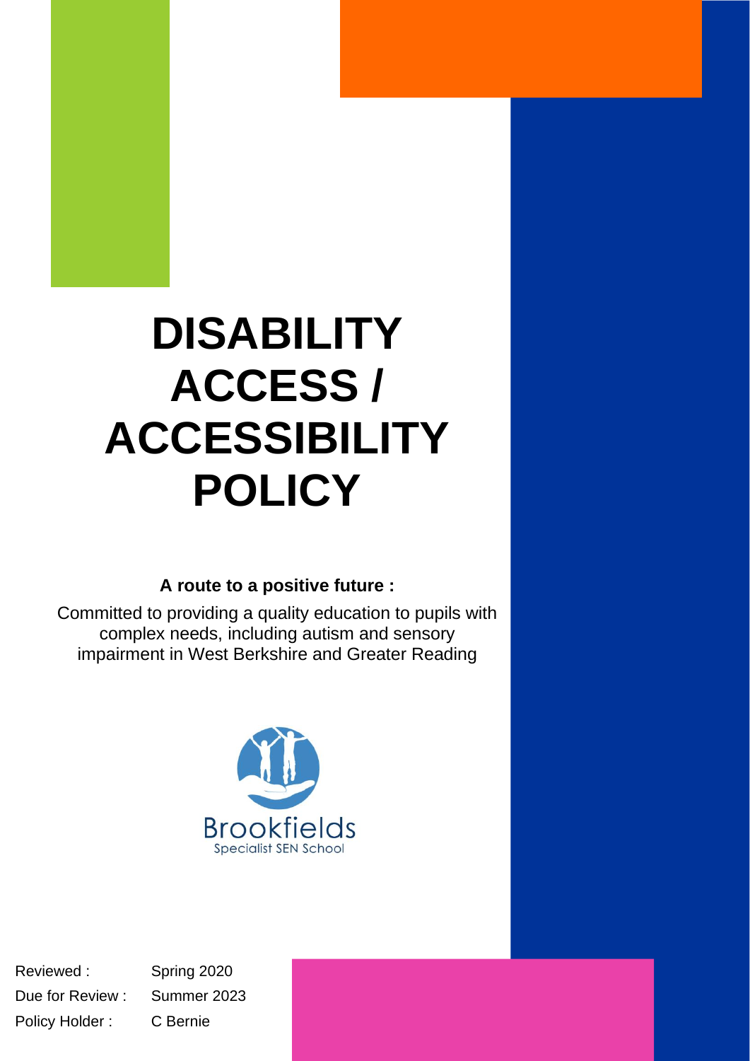# DISABILITY ACCESS / ACCESSIBILITY POLICY

**A route to a positive future :**

Committed to providing a quality education to pupils with complex needs, including autism and sensory impairment in West Berkshire and Greater Reading

Brookfields
Specialist SEN School

| | |
|---|---|
| Reviewed : | Spring 2020 |
| Due for Review : | Summer 2023 |
| Policy Holder : | C Bernie |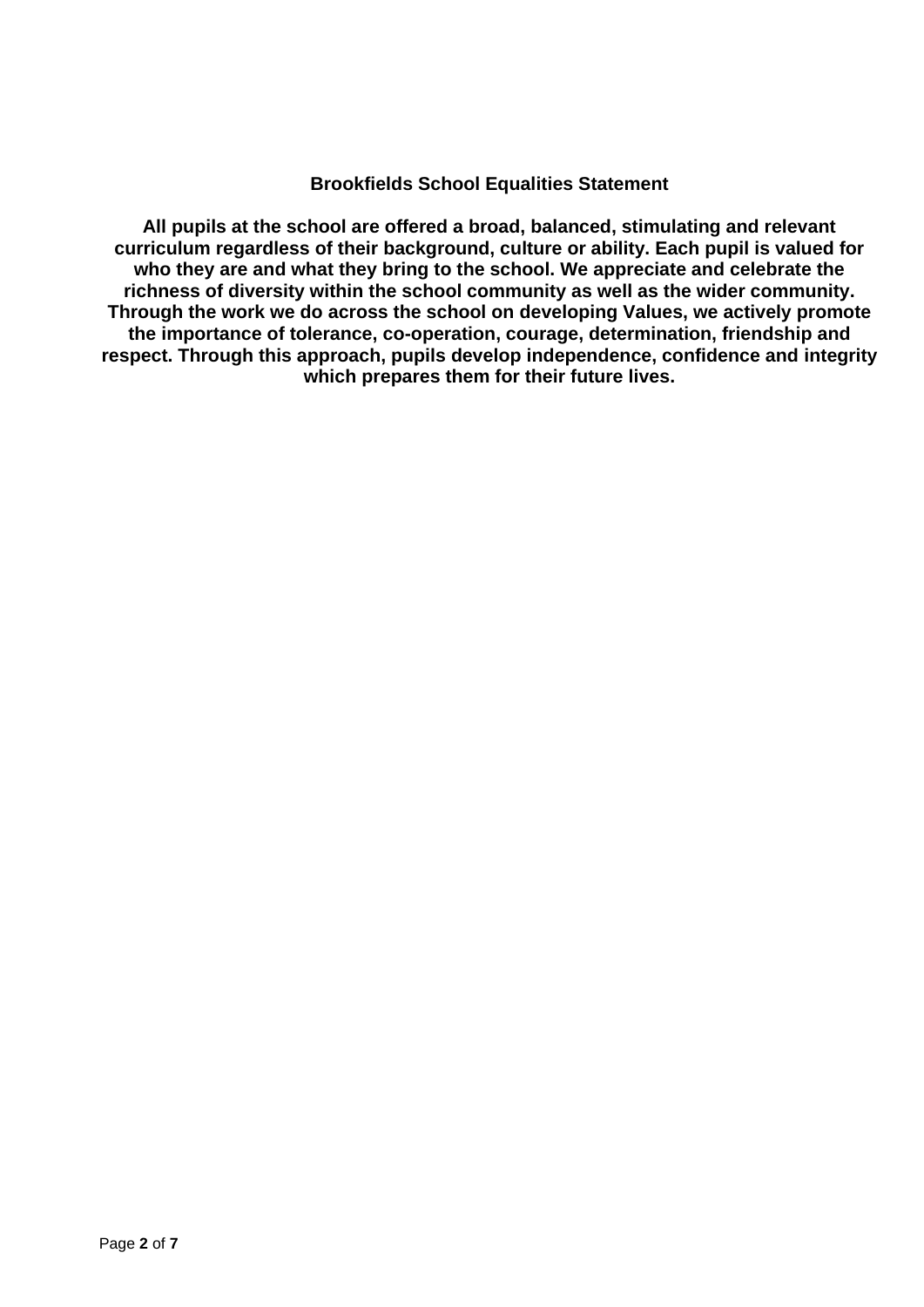**Brookfields School Equalities Statement**

**All pupils at the school are offered a broad, balanced, stimulating and relevant curriculum regardless of their background, culture or ability. Each pupil is valued for who they are and what they bring to the school. We appreciate and celebrate the richness of diversity within the school community as well as the wider community. Through the work we do across the school on developing Values, we actively promote the importance of tolerance, co-operation, courage, determination, friendship and respect. Through this approach, pupils develop independence, confidence and integrity which prepares them for their future lives.**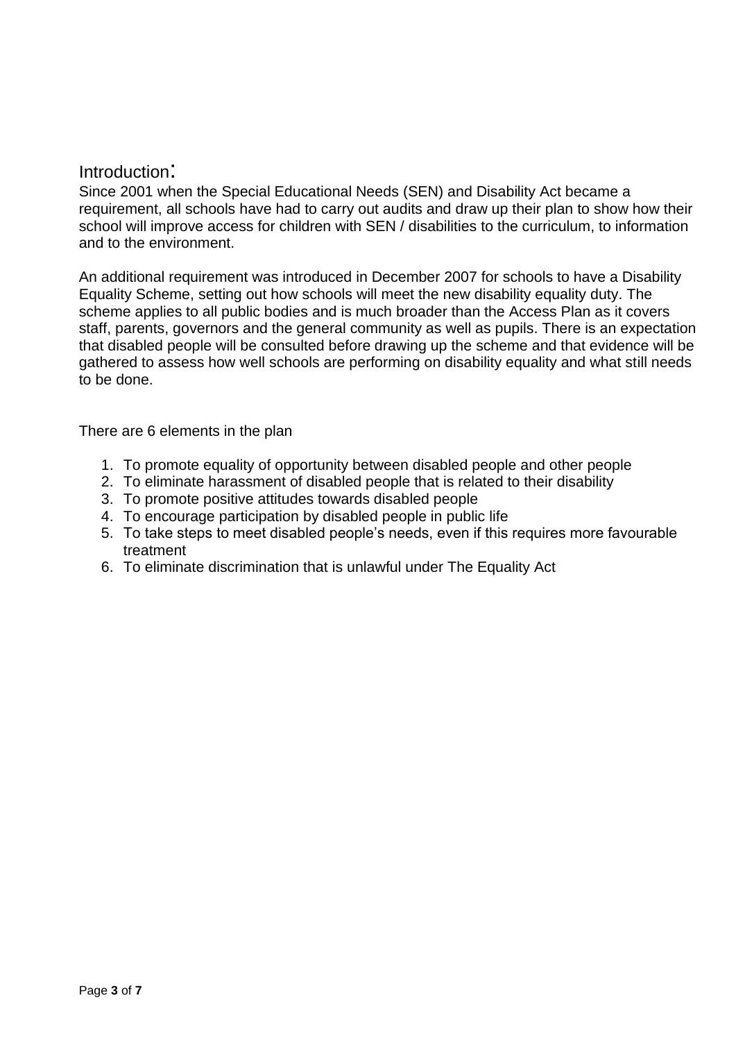## Introduction:

Since 2001 when the Special Educational Needs (SEN) and Disability Act became a requirement, all schools have had to carry out audits and draw up their plan to show how their school will improve access for children with SEN / disabilities to the curriculum, to information and to the environment.

An additional requirement was introduced in December 2007 for schools to have a Disability Equality Scheme, setting out how schools will meet the new disability equality duty. The scheme applies to all public bodies and is much broader than the Access Plan as it covers staff, parents, governors and the general community as well as pupils. There is an expectation that disabled people will be consulted before drawing up the scheme and that evidence will be gathered to assess how well schools are performing on disability equality and what still needs to be done.

There are 6 elements in the plan

1. To promote equality of opportunity between disabled people and other people
2. To eliminate harassment of disabled people that is related to their disability
3. To promote positive attitudes towards disabled people
4. To encourage participation by disabled people in public life
5. To take steps to meet disabled people's needs, even if this requires more favourable treatment
6. To eliminate discrimination that is unlawful under The Equality Act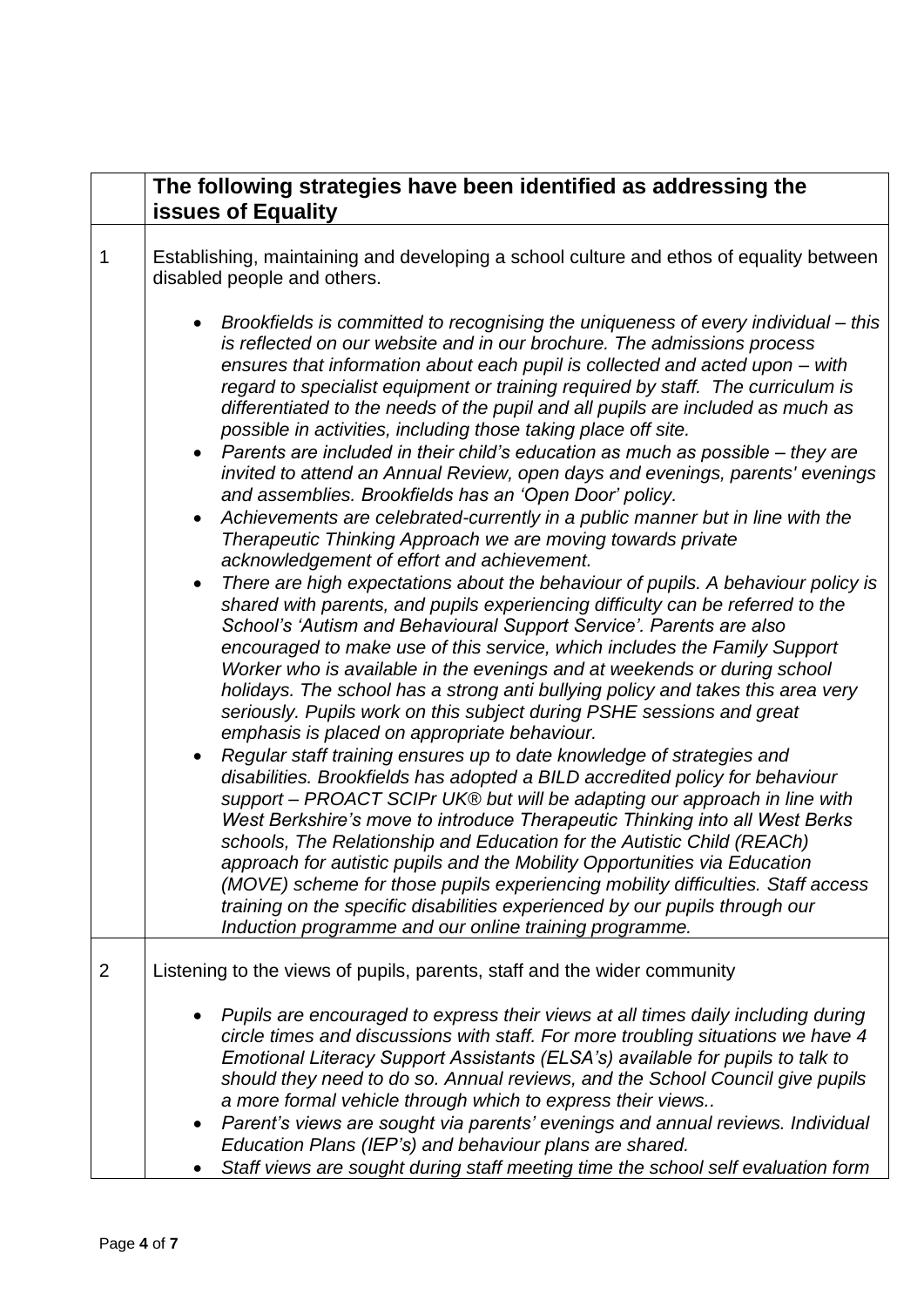| | The following strategies have been identified as addressing the issues of Equality |
|---|---|
| 1 | Establishing, maintaining and developing a school culture and ethos of equality between disabled people and others.<br><br>• *Brookfields is committed to recognising the uniqueness of every individual – this is reflected on our website and in our brochure. The admissions process ensures that information about each pupil is collected and acted upon – with regard to specialist equipment or training required by staff. The curriculum is differentiated to the needs of the pupil and all pupils are included as much as possible in activities, including those taking place off site.*<br>• *Parents are included in their child's education as much as possible – they are invited to attend an Annual Review, open days and evenings, parents' evenings and assemblies. Brookfields has an 'Open Door' policy.*<br>• *Achievements are celebrated-currently in a public manner but in line with the Therapeutic Thinking Approach we are moving towards private acknowledgement of effort and achievement.*<br>• *There are high expectations about the behaviour of pupils. A behaviour policy is shared with parents, and pupils experiencing difficulty can be referred to the School's 'Autism and Behavioural Support Service'. Parents are also encouraged to make use of this service, which includes the Family Support Worker who is available in the evenings and at weekends or during school holidays. The school has a strong anti bullying policy and takes this area very seriously. Pupils work on this subject during PSHE sessions and great emphasis is placed on appropriate behaviour.*<br>• *Regular staff training ensures up to date knowledge of strategies and disabilities. Brookfields has adopted a BILD accredited policy for behaviour support – PROACT SCIPr UK® but will be adapting our approach in line with West Berkshire's move to introduce Therapeutic Thinking into all West Berks schools, The Relationship and Education for the Autistic Child (REACh) approach for autistic pupils and the Mobility Opportunities via Education (MOVE) scheme for those pupils experiencing mobility difficulties. Staff access training on the specific disabilities experienced by our pupils through our Induction programme and our online training programme.* |
| 2 | Listening to the views of pupils, parents, staff and the wider community<br><br>• *Pupils are encouraged to express their views at all times daily including during circle times and discussions with staff. For more troubling situations we have 4 Emotional Literacy Support Assistants (ELSA's) available for pupils to talk to should they need to do so. Annual reviews, and the School Council give pupils a more formal vehicle through which to express their views..*<br>• *Parent's views are sought via parents' evenings and annual reviews. Individual Education Plans (IEP's) and behaviour plans are shared.*<br>• *Staff views are sought during staff meeting time the school self evaluation form* |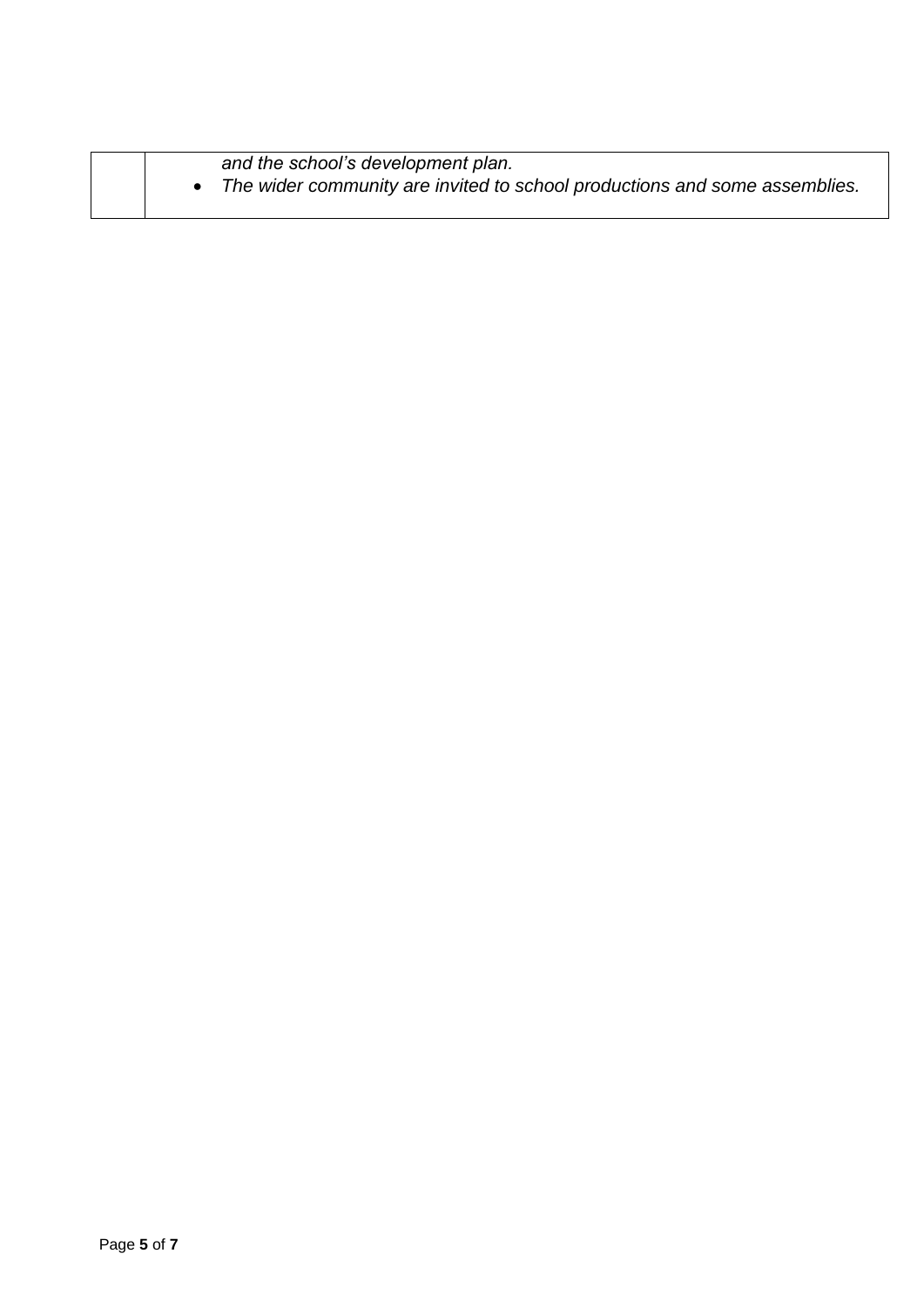| | |
|---|---|
| | *and the school's development plan.*<br>• *The wider community are invited to school productions and some assemblies.* |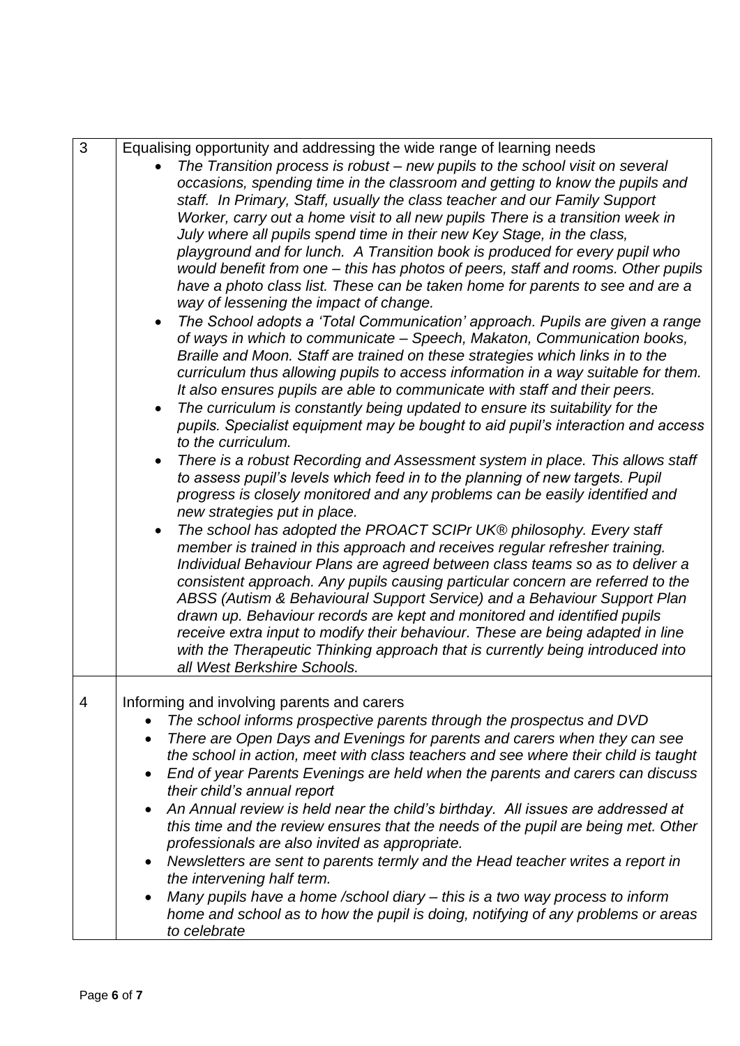| | |
|---|---|
| 3 | Equalising opportunity and addressing the wide range of learning needs<br>• *The Transition process is robust – new pupils to the school visit on several occasions, spending time in the classroom and getting to know the pupils and staff. In Primary, Staff, usually the class teacher and our Family Support Worker, carry out a home visit to all new pupils There is a transition week in July where all pupils spend time in their new Key Stage, in the class, playground and for lunch. A Transition book is produced for every pupil who would benefit from one – this has photos of peers, staff and rooms. Other pupils have a photo class list. These can be taken home for parents to see and are a way of lessening the impact of change.*<br>• *The School adopts a 'Total Communication' approach. Pupils are given a range of ways in which to communicate – Speech, Makaton, Communication books, Braille and Moon. Staff are trained on these strategies which links in to the curriculum thus allowing pupils to access information in a way suitable for them. It also ensures pupils are able to communicate with staff and their peers.*<br>• *The curriculum is constantly being updated to ensure its suitability for the pupils. Specialist equipment may be bought to aid pupil's interaction and access to the curriculum.*<br>• *There is a robust Recording and Assessment system in place. This allows staff to assess pupil's levels which feed in to the planning of new targets. Pupil progress is closely monitored and any problems can be easily identified and new strategies put in place.*<br>• *The school has adopted the PROACT SCIPr UK® philosophy. Every staff member is trained in this approach and receives regular refresher training. Individual Behaviour Plans are agreed between class teams so as to deliver a consistent approach. Any pupils causing particular concern are referred to the ABSS (Autism & Behavioural Support Service) and a Behaviour Support Plan drawn up. Behaviour records are kept and monitored and identified pupils receive extra input to modify their behaviour. These are being adapted in line with the Therapeutic Thinking approach that is currently being introduced into all West Berkshire Schools.* |
| 4 | Informing and involving parents and carers<br>• *The school informs prospective parents through the prospectus and DVD*<br>• *There are Open Days and Evenings for parents and carers when they can see the school in action, meet with class teachers and see where their child is taught*<br>• *End of year Parents Evenings are held when the parents and carers can discuss their child's annual report*<br>• *An Annual review is held near the child's birthday. All issues are addressed at this time and the review ensures that the needs of the pupil are being met. Other professionals are also invited as appropriate.*<br>• *Newsletters are sent to parents termly and the Head teacher writes a report in the intervening half term.*<br>• *Many pupils have a home /school diary – this is a two way process to inform home and school as to how the pupil is doing, notifying of any problems or areas to celebrate* |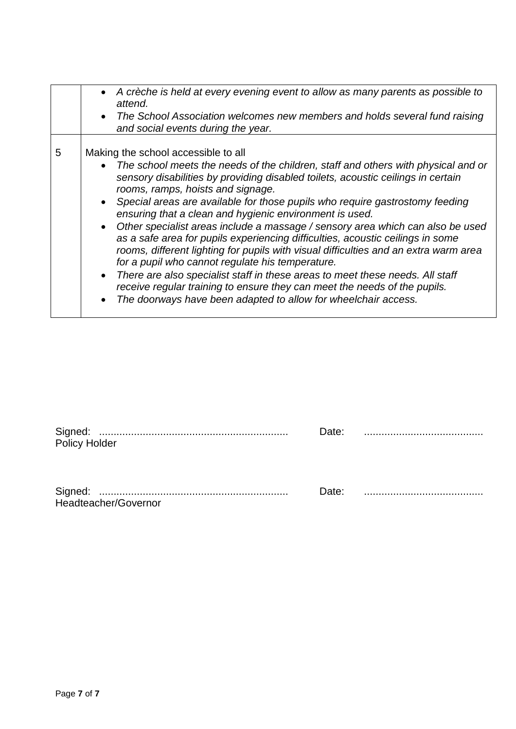| | |
|---|---|
| | • *A crèche is held at every evening event to allow as many parents as possible to attend.*<br>• *The School Association welcomes new members and holds several fund raising and social events during the year.* |
| 5 | Making the school accessible to all<br>• *The school meets the needs of the children, staff and others with physical and or sensory disabilities by providing disabled toilets, acoustic ceilings in certain rooms, ramps, hoists and signage.*<br>• *Special areas are available for those pupils who require gastrostomy feeding ensuring that a clean and hygienic environment is used.*<br>• *Other specialist areas include a massage / sensory area which can also be used as a safe area for pupils experiencing difficulties, acoustic ceilings in some rooms, different lighting for pupils with visual difficulties and an extra warm area for a pupil who cannot regulate his temperature.*<br>• *There are also specialist staff in these areas to meet these needs. All staff receive regular training to ensure they can meet the needs of the pupils.*<br>• *The doorways have been adapted to allow for wheelchair access.* |

Signed: ................................................................ Date: .........................................
Policy Holder

Signed: ................................................................ Date: .........................................
Headteacher/Governor